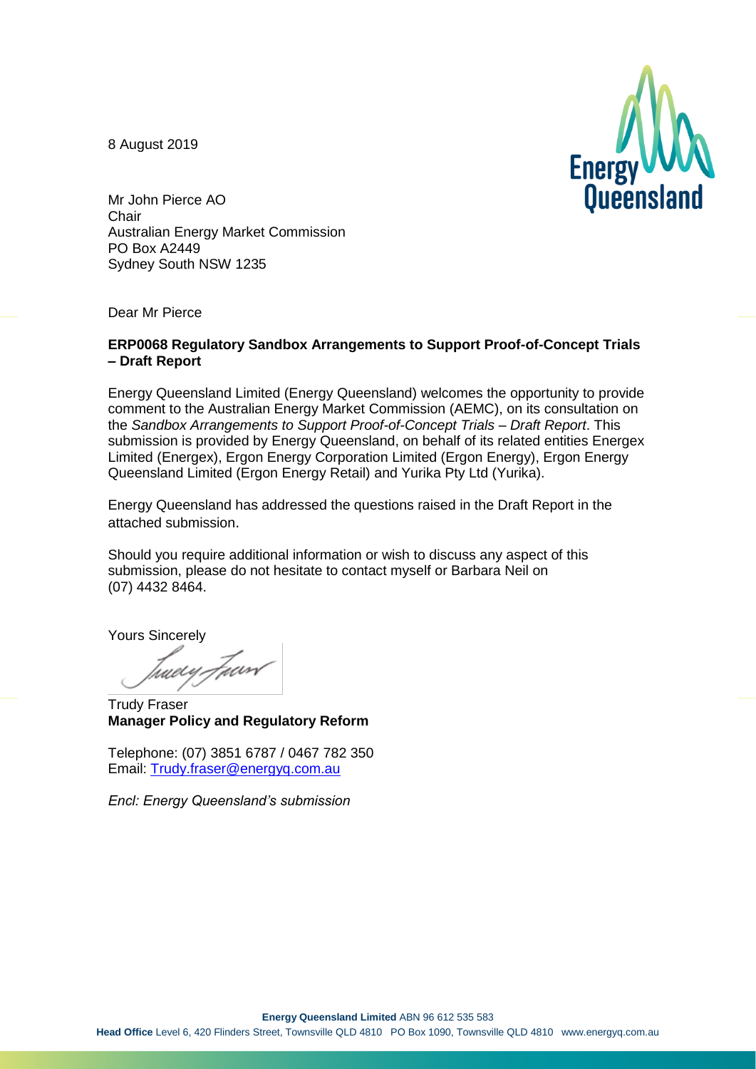8 August 2019

Mr John Pierce AO
Chair
Australian Energy Market Commission
PO Box A2449
Sydney South NSW 1235

Dear Mr Pierce

**ERP0068 Regulatory Sandbox Arrangements to Support Proof-of-Concept Trials – Draft Report**

Energy Queensland Limited (Energy Queensland) welcomes the opportunity to provide comment to the Australian Energy Market Commission (AEMC), on its consultation on the *Sandbox Arrangements to Support Proof-of-Concept Trials – Draft Report*. This submission is provided by Energy Queensland, on behalf of its related entities Energex Limited (Energex), Ergon Energy Corporation Limited (Ergon Energy), Ergon Energy Queensland Limited (Ergon Energy Retail) and Yurika Pty Ltd (Yurika).

Energy Queensland has addressed the questions raised in the Draft Report in the attached submission.

Should you require additional information or wish to discuss any aspect of this submission, please do not hesitate to contact myself or Barbara Neil on (07) 4432 8464.

Yours Sincerely

Trudy Fraser
**Manager Policy and Regulatory Reform**

Telephone: (07) 3851 6787 / 0467 782 350
Email: Trudy.fraser@energyq.com.au

*Encl: Energy Queensland's submission*

**Energy Queensland Limited** ABN 96 612 535 583
**Head Office** Level 6, 420 Flinders Street, Townsville QLD 4810 PO Box 1090, Townsville QLD 4810 www.energyq.com.au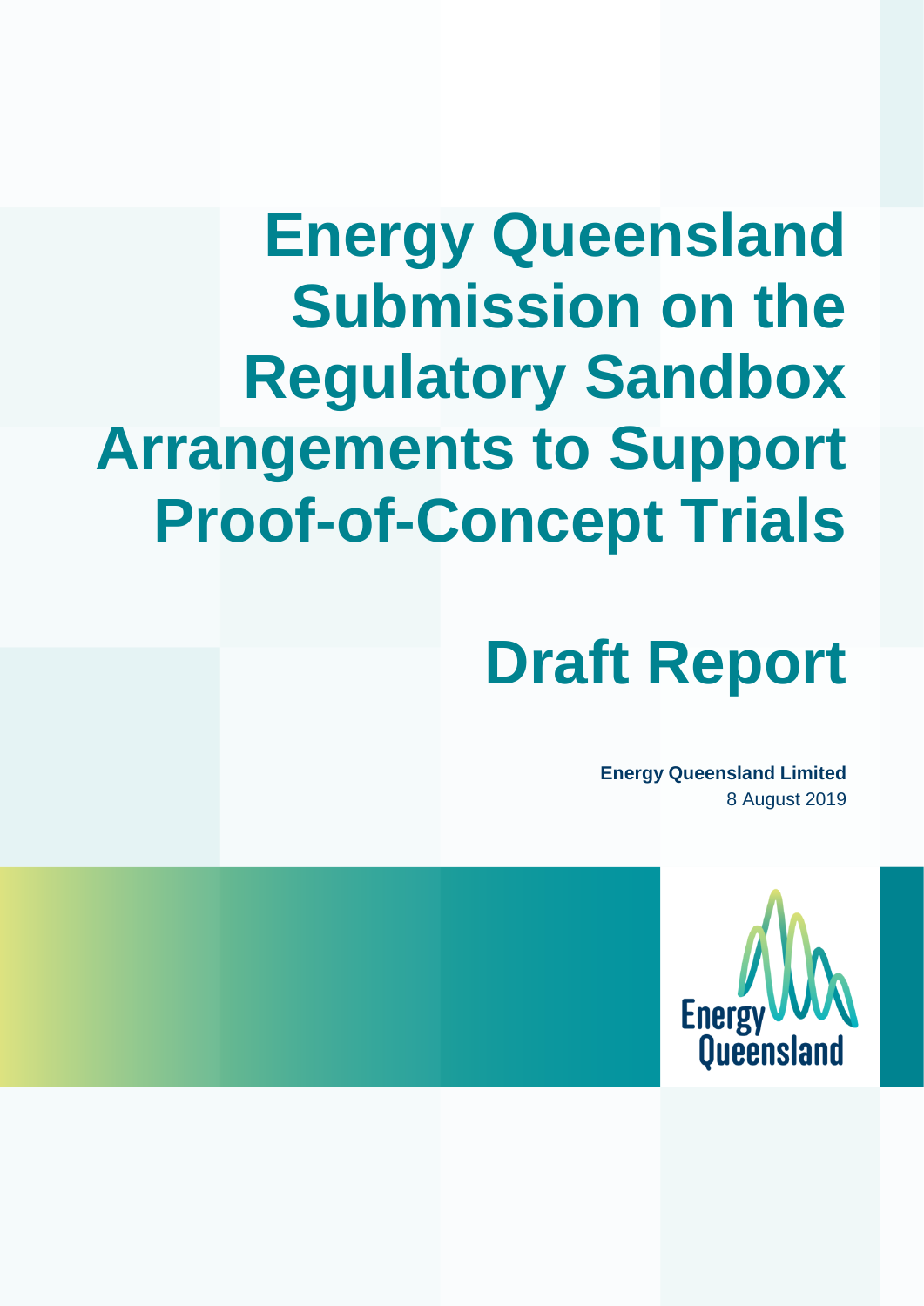# Energy Queensland Submission on the Regulatory Sandbox Arrangements to Support Proof-of-Concept Trials

# Draft Report

**Energy Queensland Limited**

8 August 2019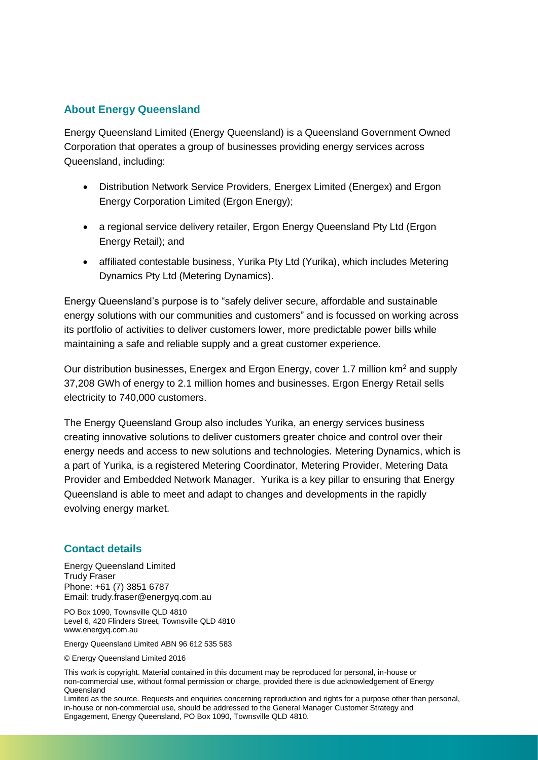## About Energy Queensland

Energy Queensland Limited (Energy Queensland) is a Queensland Government Owned Corporation that operates a group of businesses providing energy services across Queensland, including:

- Distribution Network Service Providers, Energex Limited (Energex) and Ergon Energy Corporation Limited (Ergon Energy);
- a regional service delivery retailer, Ergon Energy Queensland Pty Ltd (Ergon Energy Retail); and
- affiliated contestable business, Yurika Pty Ltd (Yurika), which includes Metering Dynamics Pty Ltd (Metering Dynamics).

Energy Queensland's purpose is to "safely deliver secure, affordable and sustainable energy solutions with our communities and customers" and is focussed on working across its portfolio of activities to deliver customers lower, more predictable power bills while maintaining a safe and reliable supply and a great customer experience.

Our distribution businesses, Energex and Ergon Energy, cover 1.7 million km$^2$ and supply 37,208 GWh of energy to 2.1 million homes and businesses. Ergon Energy Retail sells electricity to 740,000 customers.

The Energy Queensland Group also includes Yurika, an energy services business creating innovative solutions to deliver customers greater choice and control over their energy needs and access to new solutions and technologies. Metering Dynamics, which is a part of Yurika, is a registered Metering Coordinator, Metering Provider, Metering Data Provider and Embedded Network Manager. Yurika is a key pillar to ensuring that Energy Queensland is able to meet and adapt to changes and developments in the rapidly evolving energy market.

## Contact details

Energy Queensland Limited
Trudy Fraser
Phone: +61 (7) 3851 6787
Email: trudy.fraser@energyq.com.au

PO Box 1090, Townsville QLD 4810
Level 6, 420 Flinders Street, Townsville QLD 4810
www.energyq.com.au

Energy Queensland Limited ABN 96 612 535 583

© Energy Queensland Limited 2016

This work is copyright. Material contained in this document may be reproduced for personal, in-house or non-commercial use, without formal permission or charge, provided there is due acknowledgement of Energy Queensland
Limited as the source. Requests and enquiries concerning reproduction and rights for a purpose other than personal, in-house or non-commercial use, should be addressed to the General Manager Customer Strategy and Engagement, Energy Queensland, PO Box 1090, Townsville QLD 4810.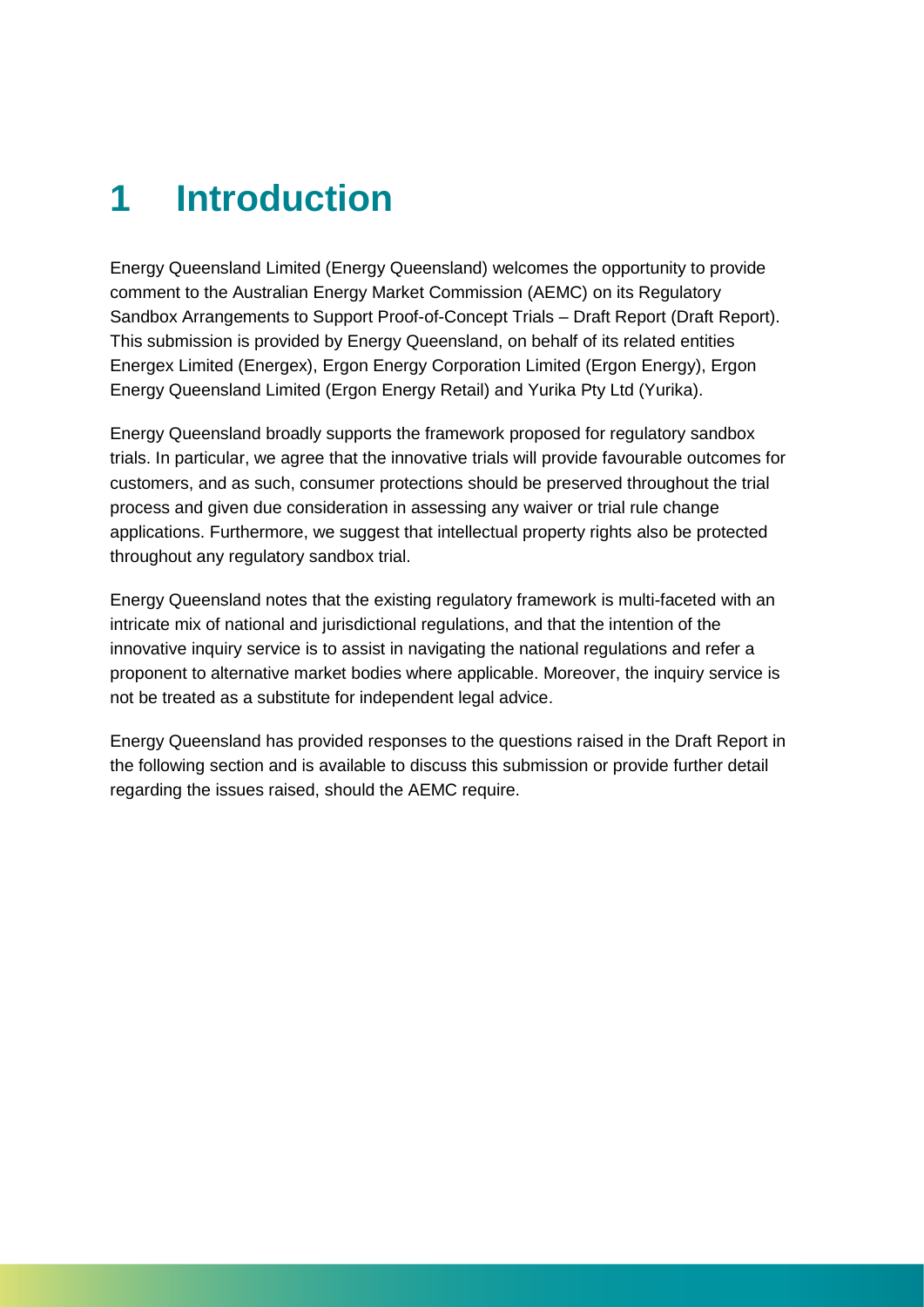# 1 Introduction

Energy Queensland Limited (Energy Queensland) welcomes the opportunity to provide comment to the Australian Energy Market Commission (AEMC) on its Regulatory Sandbox Arrangements to Support Proof-of-Concept Trials – Draft Report (Draft Report). This submission is provided by Energy Queensland, on behalf of its related entities Energex Limited (Energex), Ergon Energy Corporation Limited (Ergon Energy), Ergon Energy Queensland Limited (Ergon Energy Retail) and Yurika Pty Ltd (Yurika).

Energy Queensland broadly supports the framework proposed for regulatory sandbox trials. In particular, we agree that the innovative trials will provide favourable outcomes for customers, and as such, consumer protections should be preserved throughout the trial process and given due consideration in assessing any waiver or trial rule change applications. Furthermore, we suggest that intellectual property rights also be protected throughout any regulatory sandbox trial.

Energy Queensland notes that the existing regulatory framework is multi-faceted with an intricate mix of national and jurisdictional regulations, and that the intention of the innovative inquiry service is to assist in navigating the national regulations and refer a proponent to alternative market bodies where applicable. Moreover, the inquiry service is not be treated as a substitute for independent legal advice.

Energy Queensland has provided responses to the questions raised in the Draft Report in the following section and is available to discuss this submission or provide further detail regarding the issues raised, should the AEMC require.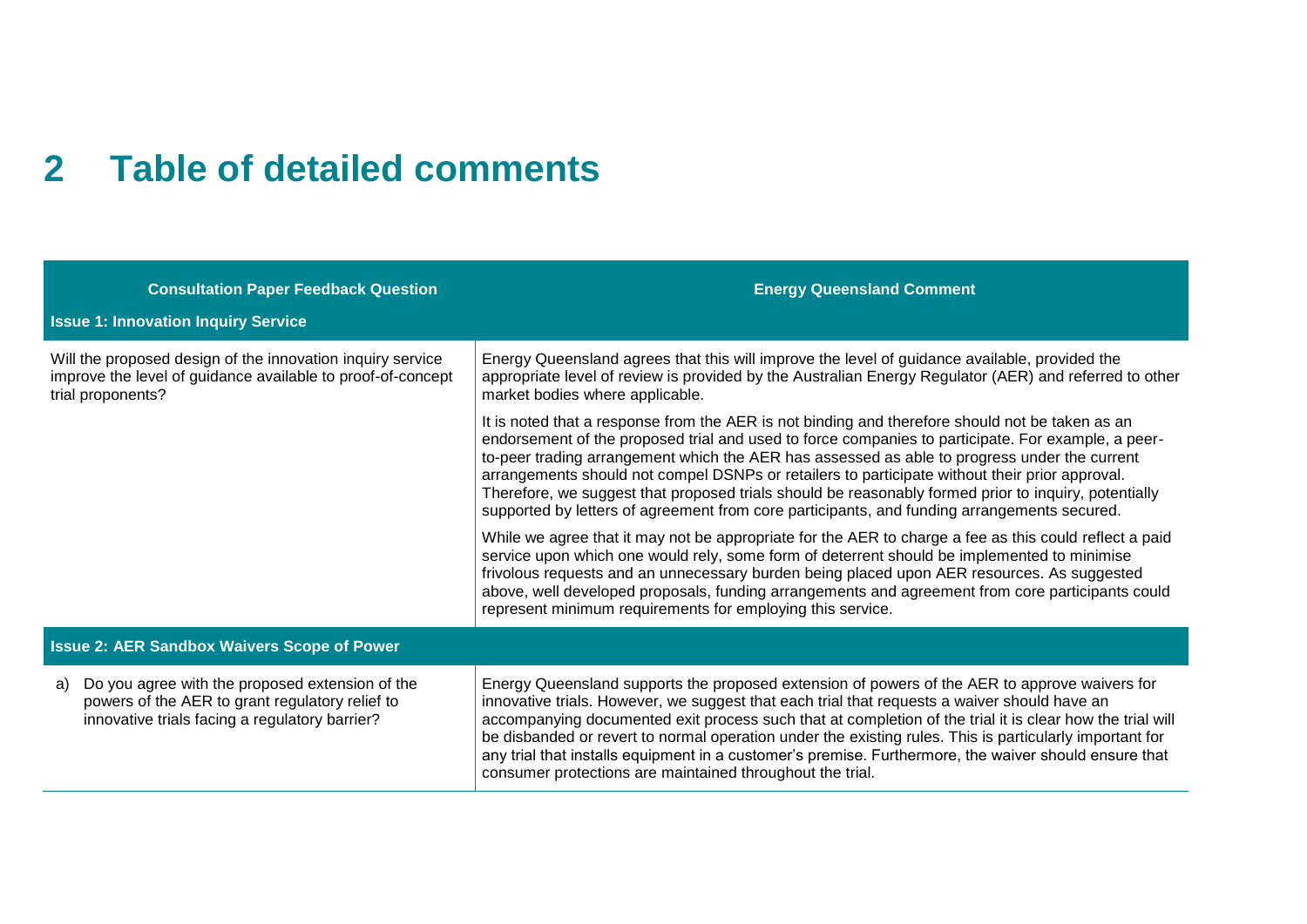## 2 Table of detailed comments

| Consultation Paper Feedback Question | Energy Queensland Comment |
|---|---|
| **Issue 1: Innovation Inquiry Service** | |
| Will the proposed design of the innovation inquiry service improve the level of guidance available to proof-of-concept trial proponents? | Energy Queensland agrees that this will improve the level of guidance available, provided the appropriate level of review is provided by the Australian Energy Regulator (AER) and referred to other market bodies where applicable.<br><br>It is noted that a response from the AER is not binding and therefore should not be taken as an endorsement of the proposed trial and used to force companies to participate. For example, a peer-to-peer trading arrangement which the AER has assessed as able to progress under the current arrangements should not compel DSNPs or retailers to participate without their prior approval. Therefore, we suggest that proposed trials should be reasonably formed prior to inquiry, potentially supported by letters of agreement from core participants, and funding arrangements secured.<br><br>While we agree that it may not be appropriate for the AER to charge a fee as this could reflect a paid service upon which one would rely, some form of deterrent should be implemented to minimise frivolous requests and an unnecessary burden being placed upon AER resources. As suggested above, well developed proposals, funding arrangements and agreement from core participants could represent minimum requirements for employing this service. |
| **Issue 2: AER Sandbox Waivers Scope of Power** | |
| a) Do you agree with the proposed extension of the powers of the AER to grant regulatory relief to innovative trials facing a regulatory barrier? | Energy Queensland supports the proposed extension of powers of the AER to approve waivers for innovative trials. However, we suggest that each trial that requests a waiver should have an accompanying documented exit process such that at completion of the trial it is clear how the trial will be disbanded or revert to normal operation under the existing rules. This is particularly important for any trial that installs equipment in a customer's premise. Furthermore, the waiver should ensure that consumer protections are maintained throughout the trial. |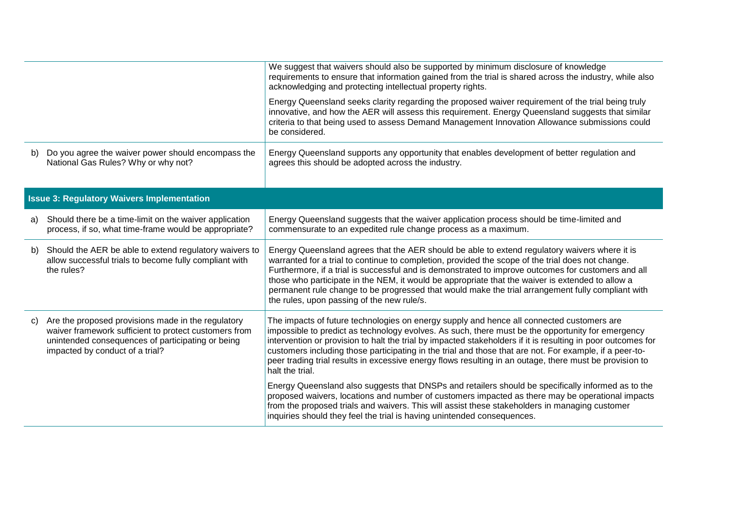| | |
|---|---|
| | We suggest that waivers should also be supported by minimum disclosure of knowledge requirements to ensure that information gained from the trial is shared across the industry, while also acknowledging and protecting intellectual property rights.<br><br>Energy Queensland seeks clarity regarding the proposed waiver requirement of the trial being truly innovative, and how the AER will assess this requirement. Energy Queensland suggests that similar criteria to that being used to assess Demand Management Innovation Allowance submissions could be considered. |
| b) Do you agree the waiver power should encompass the National Gas Rules? Why or why not? | Energy Queensland supports any opportunity that enables development of better regulation and agrees this should be adopted across the industry. |
| **Issue 3: Regulatory Waivers Implementation** | |
| a) Should there be a time-limit on the waiver application process, if so, what time-frame would be appropriate? | Energy Queensland suggests that the waiver application process should be time-limited and commensurate to an expedited rule change process as a maximum. |
| b) Should the AER be able to extend regulatory waivers to allow successful trials to become fully compliant with the rules? | Energy Queensland agrees that the AER should be able to extend regulatory waivers where it is warranted for a trial to continue to completion, provided the scope of the trial does not change. Furthermore, if a trial is successful and is demonstrated to improve outcomes for customers and all those who participate in the NEM, it would be appropriate that the waiver is extended to allow a permanent rule change to be progressed that would make the trial arrangement fully compliant with the rules, upon passing of the new rule/s. |
| c) Are the proposed provisions made in the regulatory waiver framework sufficient to protect customers from unintended consequences of participating or being impacted by conduct of a trial? | The impacts of future technologies on energy supply and hence all connected customers are impossible to predict as technology evolves. As such, there must be the opportunity for emergency intervention or provision to halt the trial by impacted stakeholders if it is resulting in poor outcomes for customers including those participating in the trial and those that are not. For example, if a peer-to-peer trading trial results in excessive energy flows resulting in an outage, there must be provision to halt the trial.<br><br>Energy Queensland also suggests that DNSPs and retailers should be specifically informed as to the proposed waivers, locations and number of customers impacted as there may be operational impacts from the proposed trials and waivers. This will assist these stakeholders in managing customer inquiries should they feel the trial is having unintended consequences. |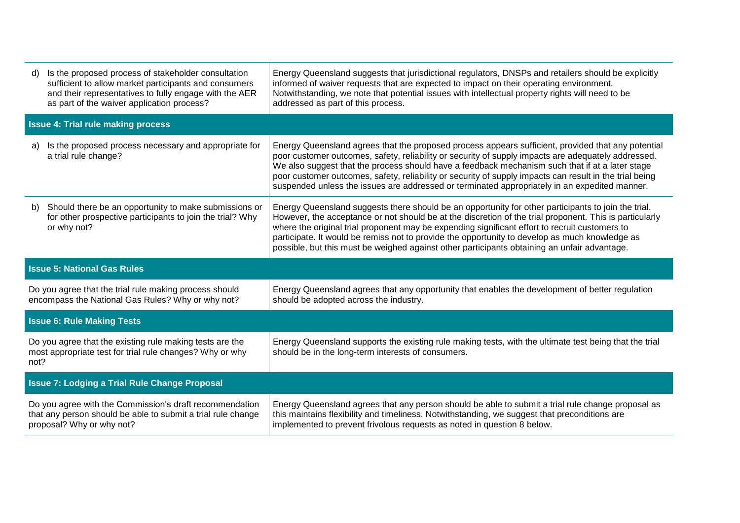| Question | Response |
|---|---|
| d) Is the proposed process of stakeholder consultation sufficient to allow market participants and consumers and their representatives to fully engage with the AER as part of the waiver application process? | Energy Queensland suggests that jurisdictional regulators, DNSPs and retailers should be explicitly informed of waiver requests that are expected to impact on their operating environment. Notwithstanding, we note that potential issues with intellectual property rights will need to be addressed as part of this process. |
| **Issue 4: Trial rule making process** | |
| a) Is the proposed process necessary and appropriate for a trial rule change? | Energy Queensland agrees that the proposed process appears sufficient, provided that any potential poor customer outcomes, safety, reliability or security of supply impacts are adequately addressed. We also suggest that the process should have a feedback mechanism such that if at a later stage poor customer outcomes, safety, reliability or security of supply impacts can result in the trial being suspended unless the issues are addressed or terminated appropriately in an expedited manner. |
| b) Should there be an opportunity to make submissions or for other prospective participants to join the trial? Why or why not? | Energy Queensland suggests there should be an opportunity for other participants to join the trial. However, the acceptance or not should be at the discretion of the trial proponent. This is particularly where the original trial proponent may be expending significant effort to recruit customers to participate. It would be remiss not to provide the opportunity to develop as much knowledge as possible, but this must be weighed against other participants obtaining an unfair advantage. |
| **Issue 5: National Gas Rules** | |
| Do you agree that the trial rule making process should encompass the National Gas Rules? Why or why not? | Energy Queensland agrees that any opportunity that enables the development of better regulation should be adopted across the industry. |
| **Issue 6: Rule Making Tests** | |
| Do you agree that the existing rule making tests are the most appropriate test for trial rule changes? Why or why not? | Energy Queensland supports the existing rule making tests, with the ultimate test being that the trial should be in the long-term interests of consumers. |
| **Issue 7: Lodging a Trial Rule Change Proposal** | |
| Do you agree with the Commission's draft recommendation that any person should be able to submit a trial rule change proposal? Why or why not? | Energy Queensland agrees that any person should be able to submit a trial rule change proposal as this maintains flexibility and timeliness. Notwithstanding, we suggest that preconditions are implemented to prevent frivolous requests as noted in question 8 below. |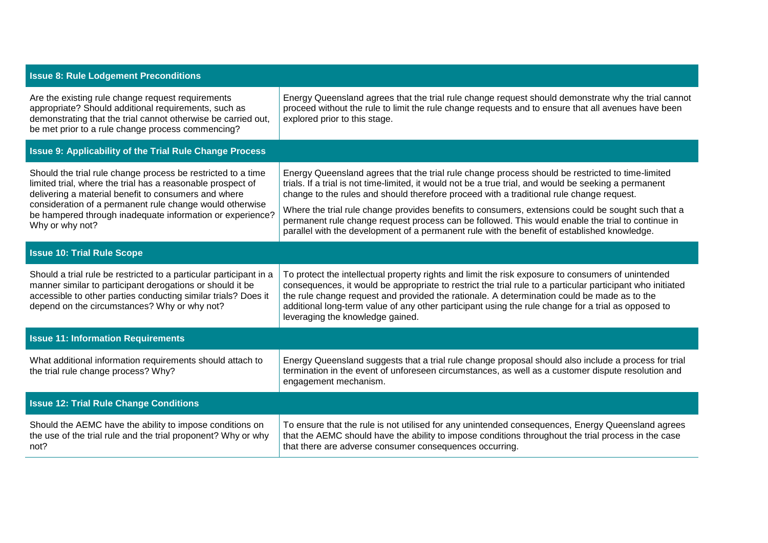| Issue 8: Rule Lodgement Preconditions | |
|---|---|
| Are the existing rule change request requirements appropriate? Should additional requirements, such as demonstrating that the trial cannot otherwise be carried out, be met prior to a rule change process commencing? | Energy Queensland agrees that the trial rule change request should demonstrate why the trial cannot proceed without the rule to limit the rule change requests and to ensure that all avenues have been explored prior to this stage. |
| **Issue 9: Applicability of the Trial Rule Change Process** | |
| Should the trial rule change process be restricted to a time limited trial, where the trial has a reasonable prospect of delivering a material benefit to consumers and where consideration of a permanent rule change would otherwise be hampered through inadequate information or experience? Why or why not? | Energy Queensland agrees that the trial rule change process should be restricted to time-limited trials. If a trial is not time-limited, it would not be a true trial, and would be seeking a permanent change to the rules and should therefore proceed with a traditional rule change request.<br><br>Where the trial rule change provides benefits to consumers, extensions could be sought such that a permanent rule change request process can be followed. This would enable the trial to continue in parallel with the development of a permanent rule with the benefit of established knowledge. |
| **Issue 10: Trial Rule Scope** | |
| Should a trial rule be restricted to a particular participant in a manner similar to participant derogations or should it be accessible to other parties conducting similar trials? Does it depend on the circumstances? Why or why not? | To protect the intellectual property rights and limit the risk exposure to consumers of unintended consequences, it would be appropriate to restrict the trial rule to a particular participant who initiated the rule change request and provided the rationale. A determination could be made as to the additional long-term value of any other participant using the rule change for a trial as opposed to leveraging the knowledge gained. |
| **Issue 11: Information Requirements** | |
| What additional information requirements should attach to the trial rule change process? Why? | Energy Queensland suggests that a trial rule change proposal should also include a process for trial termination in the event of unforeseen circumstances, as well as a customer dispute resolution and engagement mechanism. |
| **Issue 12: Trial Rule Change Conditions** | |
| Should the AEMC have the ability to impose conditions on the use of the trial rule and the trial proponent? Why or why not? | To ensure that the rule is not utilised for any unintended consequences, Energy Queensland agrees that the AEMC should have the ability to impose conditions throughout the trial process in the case that there are adverse consumer consequences occurring. |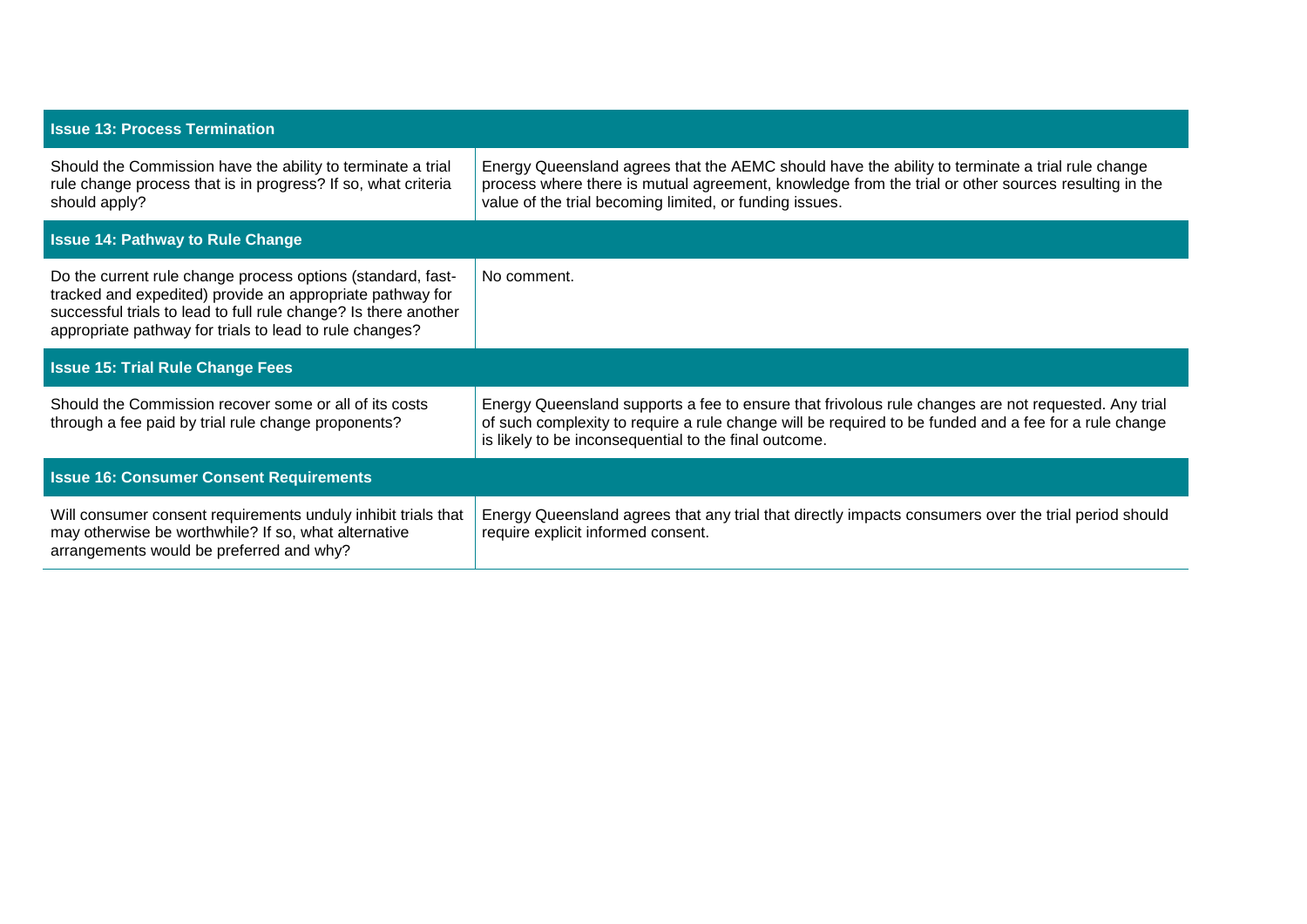| | |
|---|---|
| **Issue 13: Process Termination** | |
| Should the Commission have the ability to terminate a trial rule change process that is in progress? If so, what criteria should apply? | Energy Queensland agrees that the AEMC should have the ability to terminate a trial rule change process where there is mutual agreement, knowledge from the trial or other sources resulting in the value of the trial becoming limited, or funding issues. |
| **Issue 14: Pathway to Rule Change** | |
| Do the current rule change process options (standard, fast-tracked and expedited) provide an appropriate pathway for successful trials to lead to full rule change? Is there another appropriate pathway for trials to lead to rule changes? | No comment. |
| **Issue 15: Trial Rule Change Fees** | |
| Should the Commission recover some or all of its costs through a fee paid by trial rule change proponents? | Energy Queensland supports a fee to ensure that frivolous rule changes are not requested. Any trial of such complexity to require a rule change will be required to be funded and a fee for a rule change is likely to be inconsequential to the final outcome. |
| **Issue 16: Consumer Consent Requirements** | |
| Will consumer consent requirements unduly inhibit trials that may otherwise be worthwhile? If so, what alternative arrangements would be preferred and why? | Energy Queensland agrees that any trial that directly impacts consumers over the trial period should require explicit informed consent. |